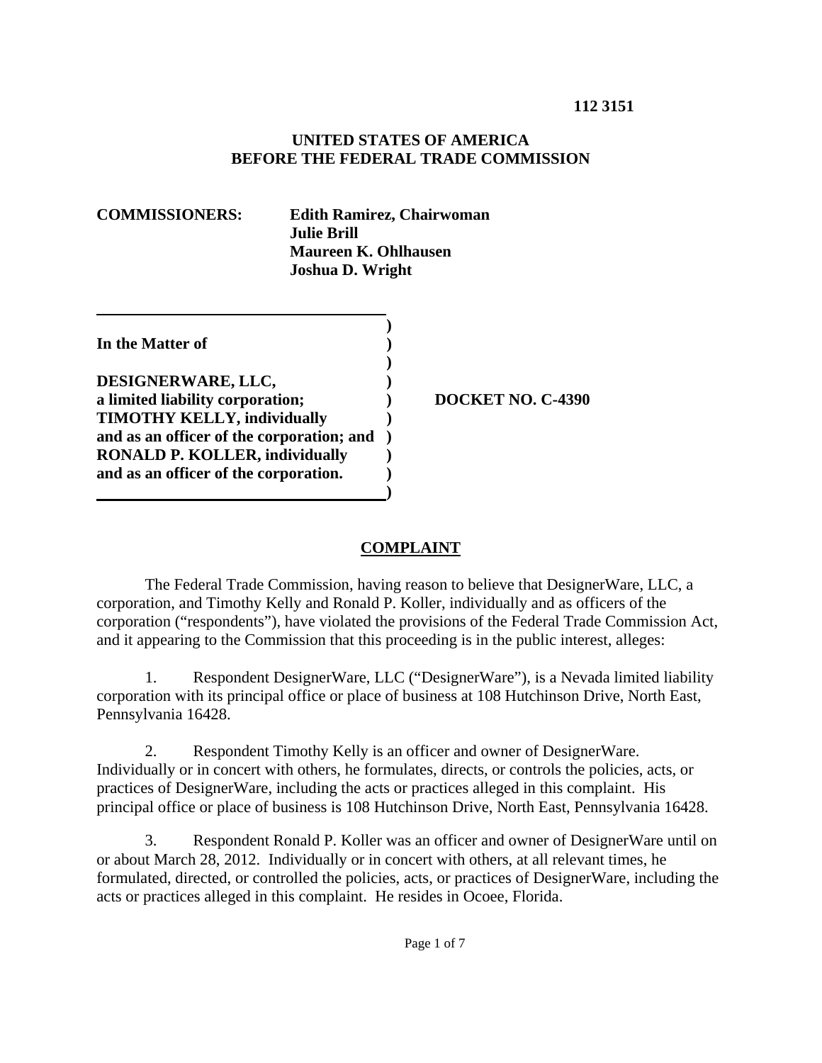**112 3151**

**UNITED STATES OF AMERICA**
**BEFORE THE FEDERAL TRADE COMMISSION**

**COMMISSIONERS:** **Edith Ramirez, Chairwoman**
**Julie Brill**
**Maureen K. Ohlhausen**
**Joshua D. Wright**

| | |
|---|---|
| **In the Matter of** | ) |
| | ) |
| **DESIGNERWARE, LLC,** | ) |
| **a limited liability corporation;** | ) **DOCKET NO. C-4390** |
| **TIMOTHY KELLY, individually** | ) |
| **and as an officer of the corporation; and** | ) |
| **RONALD P. KOLLER, individually** | ) |
| **and as an officer of the corporation.** | ) |

## COMPLAINT

The Federal Trade Commission, having reason to believe that DesignerWare, LLC, a corporation, and Timothy Kelly and Ronald P. Koller, individually and as officers of the corporation ("respondents"), have violated the provisions of the Federal Trade Commission Act, and it appearing to the Commission that this proceeding is in the public interest, alleges:

1. Respondent DesignerWare, LLC ("DesignerWare"), is a Nevada limited liability corporation with its principal office or place of business at 108 Hutchinson Drive, North East, Pennsylvania 16428.

2. Respondent Timothy Kelly is an officer and owner of DesignerWare. Individually or in concert with others, he formulates, directs, or controls the policies, acts, or practices of DesignerWare, including the acts or practices alleged in this complaint. His principal office or place of business is 108 Hutchinson Drive, North East, Pennsylvania 16428.

3. Respondent Ronald P. Koller was an officer and owner of DesignerWare until on or about March 28, 2012. Individually or in concert with others, at all relevant times, he formulated, directed, or controlled the policies, acts, or practices of DesignerWare, including the acts or practices alleged in this complaint. He resides in Ocoee, Florida.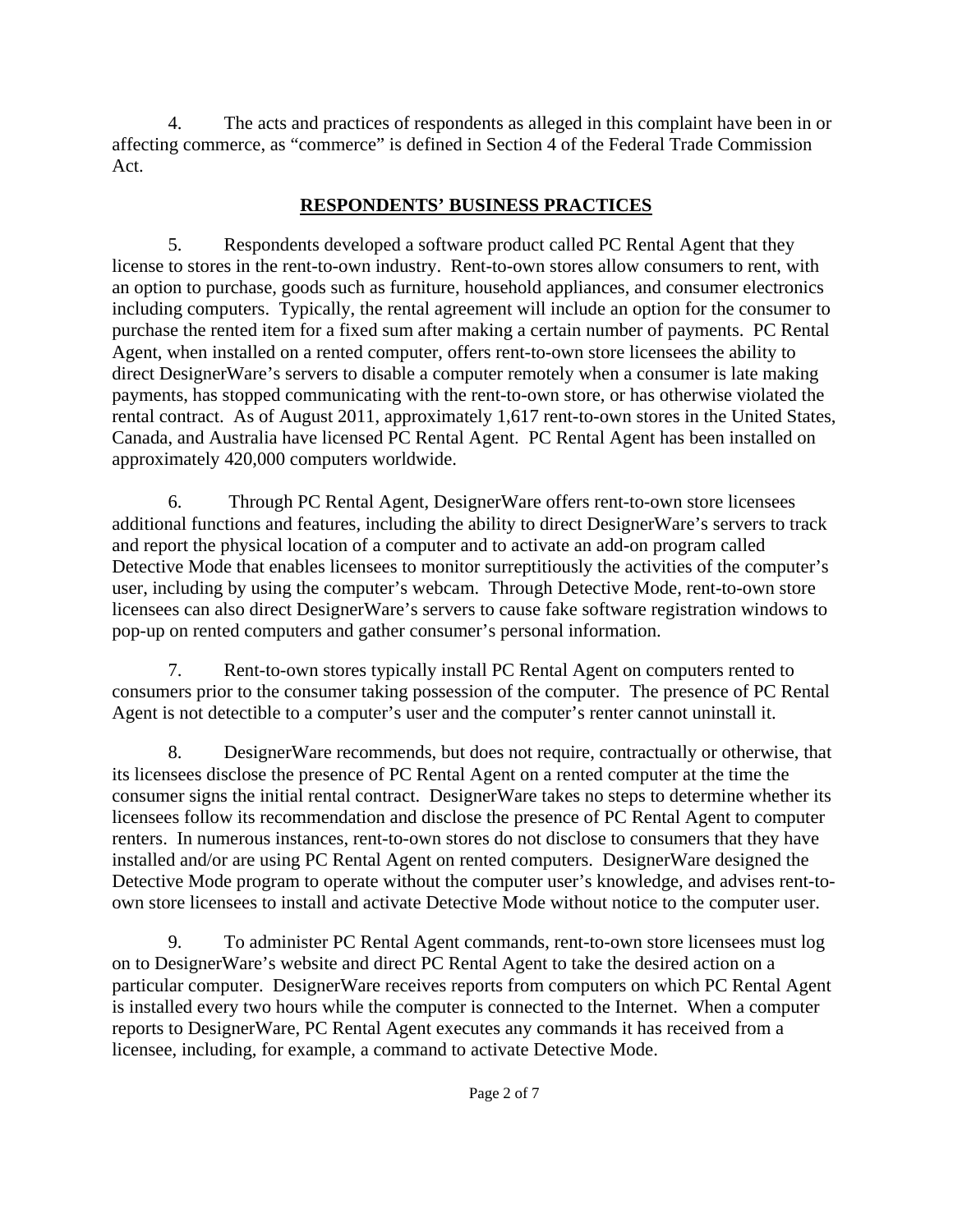4. The acts and practices of respondents as alleged in this complaint have been in or affecting commerce, as "commerce" is defined in Section 4 of the Federal Trade Commission Act.

## RESPONDENTS' BUSINESS PRACTICES

5. Respondents developed a software product called PC Rental Agent that they license to stores in the rent-to-own industry. Rent-to-own stores allow consumers to rent, with an option to purchase, goods such as furniture, household appliances, and consumer electronics including computers. Typically, the rental agreement will include an option for the consumer to purchase the rented item for a fixed sum after making a certain number of payments. PC Rental Agent, when installed on a rented computer, offers rent-to-own store licensees the ability to direct DesignerWare's servers to disable a computer remotely when a consumer is late making payments, has stopped communicating with the rent-to-own store, or has otherwise violated the rental contract. As of August 2011, approximately 1,617 rent-to-own stores in the United States, Canada, and Australia have licensed PC Rental Agent. PC Rental Agent has been installed on approximately 420,000 computers worldwide.

6. Through PC Rental Agent, DesignerWare offers rent-to-own store licensees additional functions and features, including the ability to direct DesignerWare's servers to track and report the physical location of a computer and to activate an add-on program called Detective Mode that enables licensees to monitor surreptitiously the activities of the computer's user, including by using the computer's webcam. Through Detective Mode, rent-to-own store licensees can also direct DesignerWare's servers to cause fake software registration windows to pop-up on rented computers and gather consumer's personal information.

7. Rent-to-own stores typically install PC Rental Agent on computers rented to consumers prior to the consumer taking possession of the computer. The presence of PC Rental Agent is not detectible to a computer's user and the computer's renter cannot uninstall it.

8. DesignerWare recommends, but does not require, contractually or otherwise, that its licensees disclose the presence of PC Rental Agent on a rented computer at the time the consumer signs the initial rental contract. DesignerWare takes no steps to determine whether its licensees follow its recommendation and disclose the presence of PC Rental Agent to computer renters. In numerous instances, rent-to-own stores do not disclose to consumers that they have installed and/or are using PC Rental Agent on rented computers. DesignerWare designed the Detective Mode program to operate without the computer user's knowledge, and advises rent-to-own store licensees to install and activate Detective Mode without notice to the computer user.

9. To administer PC Rental Agent commands, rent-to-own store licensees must log on to DesignerWare's website and direct PC Rental Agent to take the desired action on a particular computer. DesignerWare receives reports from computers on which PC Rental Agent is installed every two hours while the computer is connected to the Internet. When a computer reports to DesignerWare, PC Rental Agent executes any commands it has received from a licensee, including, for example, a command to activate Detective Mode.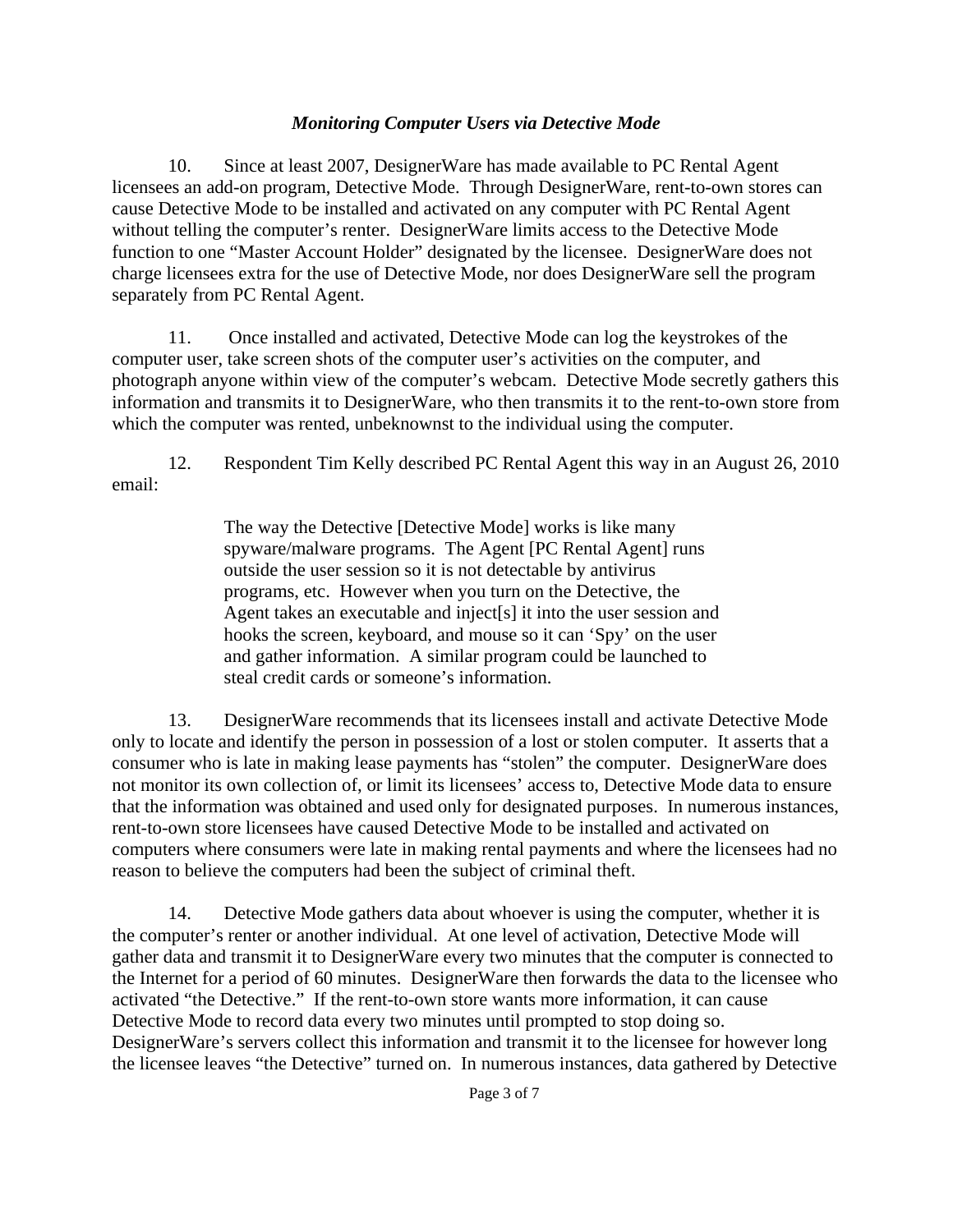### *Monitoring Computer Users via Detective Mode*

10. Since at least 2007, DesignerWare has made available to PC Rental Agent licensees an add-on program, Detective Mode. Through DesignerWare, rent-to-own stores can cause Detective Mode to be installed and activated on any computer with PC Rental Agent without telling the computer's renter. DesignerWare limits access to the Detective Mode function to one "Master Account Holder" designated by the licensee. DesignerWare does not charge licensees extra for the use of Detective Mode, nor does DesignerWare sell the program separately from PC Rental Agent.

11. Once installed and activated, Detective Mode can log the keystrokes of the computer user, take screen shots of the computer user's activities on the computer, and photograph anyone within view of the computer's webcam. Detective Mode secretly gathers this information and transmits it to DesignerWare, who then transmits it to the rent-to-own store from which the computer was rented, unbeknownst to the individual using the computer.

12. Respondent Tim Kelly described PC Rental Agent this way in an August 26, 2010 email:

> The way the Detective [Detective Mode] works is like many spyware/malware programs. The Agent [PC Rental Agent] runs outside the user session so it is not detectable by antivirus programs, etc. However when you turn on the Detective, the Agent takes an executable and inject[s] it into the user session and hooks the screen, keyboard, and mouse so it can 'Spy' on the user and gather information. A similar program could be launched to steal credit cards or someone's information.

13. DesignerWare recommends that its licensees install and activate Detective Mode only to locate and identify the person in possession of a lost or stolen computer. It asserts that a consumer who is late in making lease payments has "stolen" the computer. DesignerWare does not monitor its own collection of, or limit its licensees' access to, Detective Mode data to ensure that the information was obtained and used only for designated purposes. In numerous instances, rent-to-own store licensees have caused Detective Mode to be installed and activated on computers where consumers were late in making rental payments and where the licensees had no reason to believe the computers had been the subject of criminal theft.

14. Detective Mode gathers data about whoever is using the computer, whether it is the computer's renter or another individual. At one level of activation, Detective Mode will gather data and transmit it to DesignerWare every two minutes that the computer is connected to the Internet for a period of 60 minutes. DesignerWare then forwards the data to the licensee who activated "the Detective." If the rent-to-own store wants more information, it can cause Detective Mode to record data every two minutes until prompted to stop doing so. DesignerWare's servers collect this information and transmit it to the licensee for however long the licensee leaves "the Detective" turned on. In numerous instances, data gathered by Detective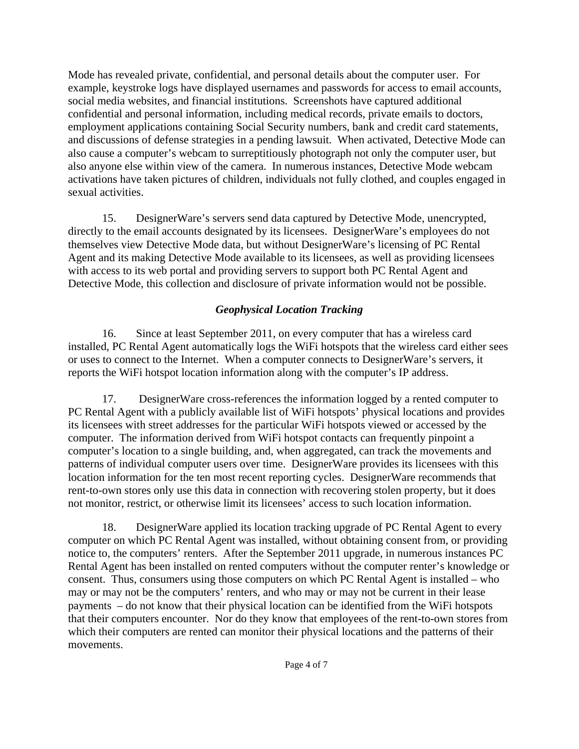Mode has revealed private, confidential, and personal details about the computer user. For example, keystroke logs have displayed usernames and passwords for access to email accounts, social media websites, and financial institutions. Screenshots have captured additional confidential and personal information, including medical records, private emails to doctors, employment applications containing Social Security numbers, bank and credit card statements, and discussions of defense strategies in a pending lawsuit. When activated, Detective Mode can also cause a computer's webcam to surreptitiously photograph not only the computer user, but also anyone else within view of the camera. In numerous instances, Detective Mode webcam activations have taken pictures of children, individuals not fully clothed, and couples engaged in sexual activities.

15. DesignerWare's servers send data captured by Detective Mode, unencrypted, directly to the email accounts designated by its licensees. DesignerWare's employees do not themselves view Detective Mode data, but without DesignerWare's licensing of PC Rental Agent and its making Detective Mode available to its licensees, as well as providing licensees with access to its web portal and providing servers to support both PC Rental Agent and Detective Mode, this collection and disclosure of private information would not be possible.

### *Geophysical Location Tracking*

16. Since at least September 2011, on every computer that has a wireless card installed, PC Rental Agent automatically logs the WiFi hotspots that the wireless card either sees or uses to connect to the Internet. When a computer connects to DesignerWare's servers, it reports the WiFi hotspot location information along with the computer's IP address.

17. DesignerWare cross-references the information logged by a rented computer to PC Rental Agent with a publicly available list of WiFi hotspots' physical locations and provides its licensees with street addresses for the particular WiFi hotspots viewed or accessed by the computer. The information derived from WiFi hotspot contacts can frequently pinpoint a computer's location to a single building, and, when aggregated, can track the movements and patterns of individual computer users over time. DesignerWare provides its licensees with this location information for the ten most recent reporting cycles. DesignerWare recommends that rent-to-own stores only use this data in connection with recovering stolen property, but it does not monitor, restrict, or otherwise limit its licensees' access to such location information.

18. DesignerWare applied its location tracking upgrade of PC Rental Agent to every computer on which PC Rental Agent was installed, without obtaining consent from, or providing notice to, the computers' renters. After the September 2011 upgrade, in numerous instances PC Rental Agent has been installed on rented computers without the computer renter's knowledge or consent. Thus, consumers using those computers on which PC Rental Agent is installed – who may or may not be the computers' renters, and who may or may not be current in their lease payments – do not know that their physical location can be identified from the WiFi hotspots that their computers encounter. Nor do they know that employees of the rent-to-own stores from which their computers are rented can monitor their physical locations and the patterns of their movements.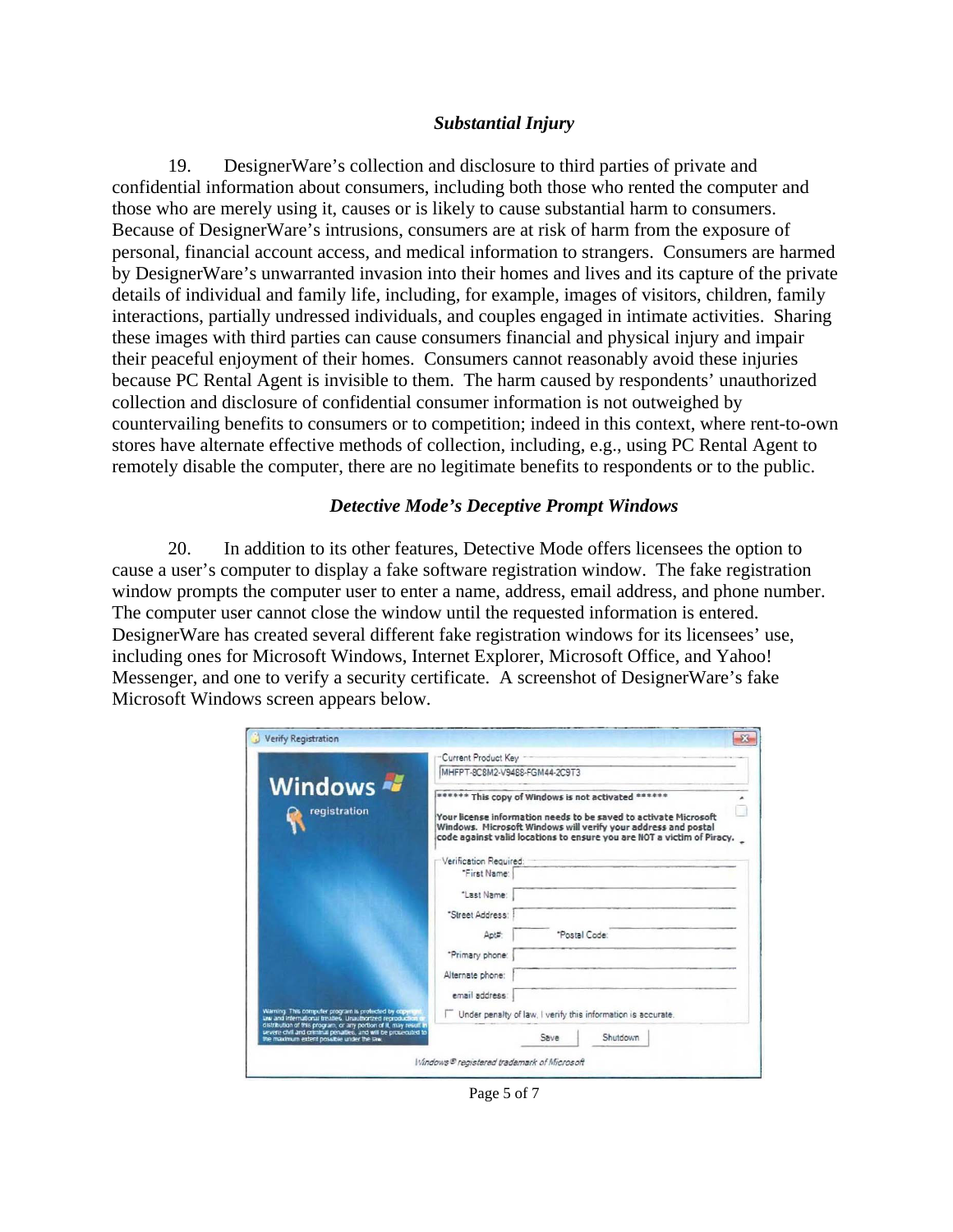### *Substantial Injury*

19. DesignerWare's collection and disclosure to third parties of private and confidential information about consumers, including both those who rented the computer and those who are merely using it, causes or is likely to cause substantial harm to consumers. Because of DesignerWare's intrusions, consumers are at risk of harm from the exposure of personal, financial account access, and medical information to strangers. Consumers are harmed by DesignerWare's unwarranted invasion into their homes and lives and its capture of the private details of individual and family life, including, for example, images of visitors, children, family interactions, partially undressed individuals, and couples engaged in intimate activities. Sharing these images with third parties can cause consumers financial and physical injury and impair their peaceful enjoyment of their homes. Consumers cannot reasonably avoid these injuries because PC Rental Agent is invisible to them. The harm caused by respondents' unauthorized collection and disclosure of confidential consumer information is not outweighed by countervailing benefits to consumers or to competition; indeed in this context, where rent-to-own stores have alternate effective methods of collection, including, e.g., using PC Rental Agent to remotely disable the computer, there are no legitimate benefits to respondents or to the public.

### *Detective Mode's Deceptive Prompt Windows*

20. In addition to its other features, Detective Mode offers licensees the option to cause a user's computer to display a fake software registration window. The fake registration window prompts the computer user to enter a name, address, email address, and phone number. The computer user cannot close the window until the requested information is entered. DesignerWare has created several different fake registration windows for its licensees' use, including ones for Microsoft Windows, Internet Explorer, Microsoft Office, and Yahoo! Messenger, and one to verify a security certificate. A screenshot of DesignerWare's fake Microsoft Windows screen appears below.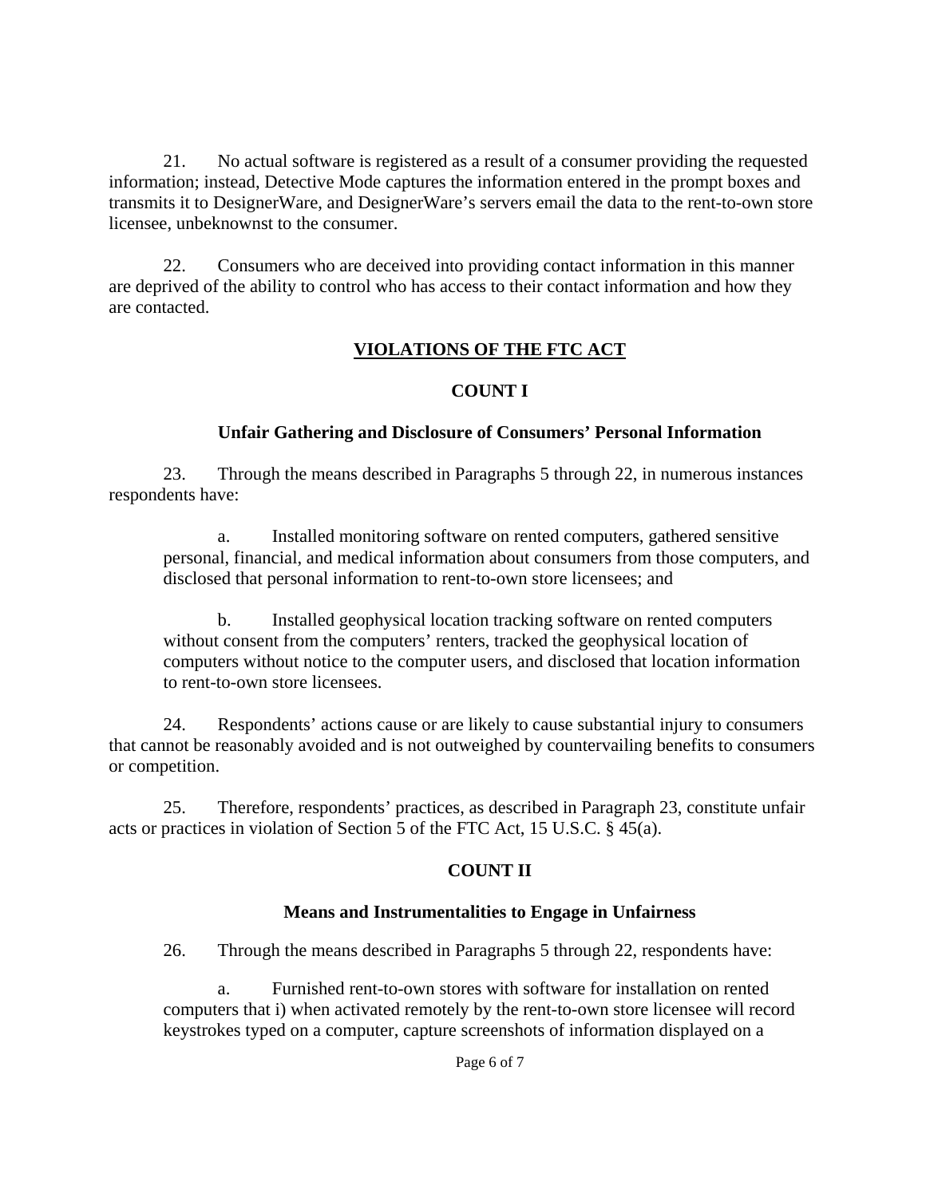21. No actual software is registered as a result of a consumer providing the requested information; instead, Detective Mode captures the information entered in the prompt boxes and transmits it to DesignerWare, and DesignerWare's servers email the data to the rent-to-own store licensee, unbeknownst to the consumer.

22. Consumers who are deceived into providing contact information in this manner are deprived of the ability to control who has access to their contact information and how they are contacted.

## VIOLATIONS OF THE FTC ACT

### COUNT I

### Unfair Gathering and Disclosure of Consumers' Personal Information

23. Through the means described in Paragraphs 5 through 22, in numerous instances respondents have:

> a. Installed monitoring software on rented computers, gathered sensitive personal, financial, and medical information about consumers from those computers, and disclosed that personal information to rent-to-own store licensees; and
>
> b. Installed geophysical location tracking software on rented computers without consent from the computers' renters, tracked the geophysical location of computers without notice to the computer users, and disclosed that location information to rent-to-own store licensees.

24. Respondents' actions cause or are likely to cause substantial injury to consumers that cannot be reasonably avoided and is not outweighed by countervailing benefits to consumers or competition.

25. Therefore, respondents' practices, as described in Paragraph 23, constitute unfair acts or practices in violation of Section 5 of the FTC Act, 15 U.S.C. § 45(a).

### COUNT II

### Means and Instrumentalities to Engage in Unfairness

26. Through the means described in Paragraphs 5 through 22, respondents have:

> a. Furnished rent-to-own stores with software for installation on rented computers that i) when activated remotely by the rent-to-own store licensee will record keystrokes typed on a computer, capture screenshots of information displayed on a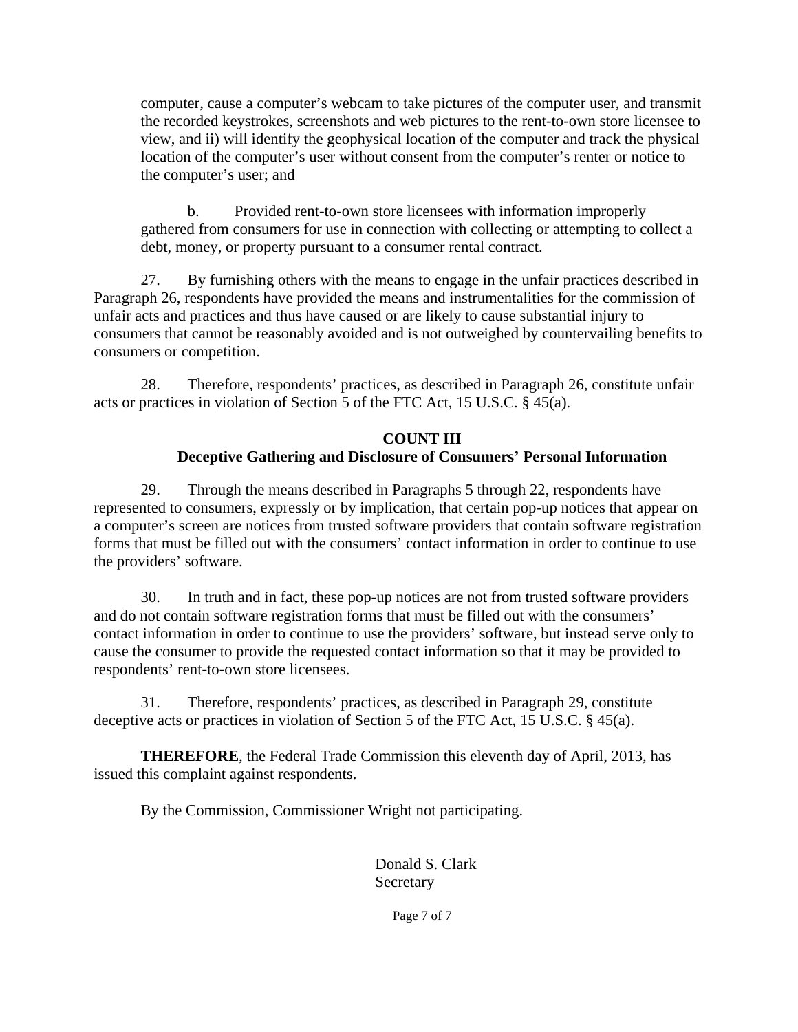computer, cause a computer's webcam to take pictures of the computer user, and transmit the recorded keystrokes, screenshots and web pictures to the rent-to-own store licensee to view, and ii) will identify the geophysical location of the computer and track the physical location of the computer's user without consent from the computer's renter or notice to the computer's user; and

b. Provided rent-to-own store licensees with information improperly gathered from consumers for use in connection with collecting or attempting to collect a debt, money, or property pursuant to a consumer rental contract.

27. By furnishing others with the means to engage in the unfair practices described in Paragraph 26, respondents have provided the means and instrumentalities for the commission of unfair acts and practices and thus have caused or are likely to cause substantial injury to consumers that cannot be reasonably avoided and is not outweighed by countervailing benefits to consumers or competition.

28. Therefore, respondents' practices, as described in Paragraph 26, constitute unfair acts or practices in violation of Section 5 of the FTC Act, 15 U.S.C. § 45(a).

## COUNT III
## Deceptive Gathering and Disclosure of Consumers' Personal Information

29. Through the means described in Paragraphs 5 through 22, respondents have represented to consumers, expressly or by implication, that certain pop-up notices that appear on a computer's screen are notices from trusted software providers that contain software registration forms that must be filled out with the consumers' contact information in order to continue to use the providers' software.

30. In truth and in fact, these pop-up notices are not from trusted software providers and do not contain software registration forms that must be filled out with the consumers' contact information in order to continue to use the providers' software, but instead serve only to cause the consumer to provide the requested contact information so that it may be provided to respondents' rent-to-own store licensees.

31. Therefore, respondents' practices, as described in Paragraph 29, constitute deceptive acts or practices in violation of Section 5 of the FTC Act, 15 U.S.C. § 45(a).

**THEREFORE**, the Federal Trade Commission this eleventh day of April, 2013, has issued this complaint against respondents.

By the Commission, Commissioner Wright not participating.

Donald S. Clark
Secretary